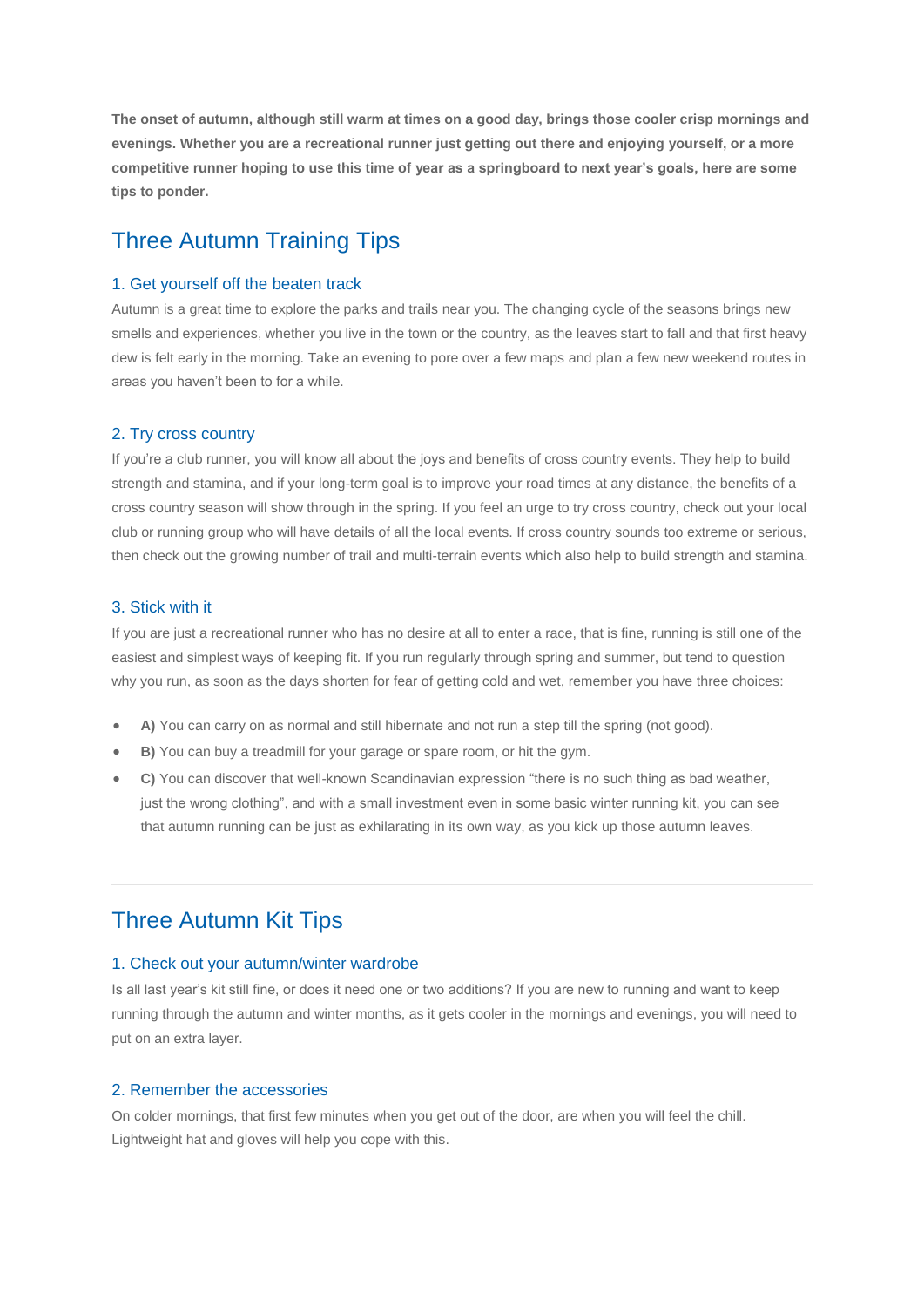**The onset of autumn, although still warm at times on a good day, brings those cooler crisp mornings and evenings. Whether you are a recreational runner just getting out there and enjoying yourself, or a more competitive runner hoping to use this time of year as a springboard to next year's goals, here are some tips to ponder.**

## Three Autumn Training Tips

### 1. Get yourself off the beaten track

Autumn is a great time to explore the parks and trails near you. The changing cycle of the seasons brings new smells and experiences, whether you live in the town or the country, as the leaves start to fall and that first heavy dew is felt early in the morning. Take an evening to pore over a few maps and plan a few new weekend routes in areas you haven't been to for a while.

### 2. Try cross country

If you're a club runner, you will know all about the joys and benefits of cross country events. They help to build strength and stamina, and if your long-term goal is to improve your road times at any distance, the benefits of a cross country season will show through in the spring. If you feel an urge to try cross country, check out your local club or running group who will have details of all the local events. If cross country sounds too extreme or serious, then check out the growing number of trail and multi-terrain events which also help to build strength and stamina.

### 3. Stick with it

If you are just a recreational runner who has no desire at all to enter a race, that is fine, running is still one of the easiest and simplest ways of keeping fit. If you run regularly through spring and summer, but tend to question why you run, as soon as the days shorten for fear of getting cold and wet, remember you have three choices:

- **A)** You can carry on as normal and still hibernate and not run a step till the spring (not good).
- **B)** You can buy a treadmill for your garage or spare room, or hit the gym.
- **C)** You can discover that well-known Scandinavian expression "there is no such thing as bad weather, just the wrong clothing", and with a small investment even in some basic winter running kit, you can see that autumn running can be just as exhilarating in its own way, as you kick up those autumn leaves.

---

## Three Autumn Kit Tips

### 1. Check out your autumn/winter wardrobe

Is all last year's kit still fine, or does it need one or two additions? If you are new to running and want to keep running through the autumn and winter months, as it gets cooler in the mornings and evenings, you will need to put on an extra layer.

### 2. Remember the accessories

On colder mornings, that first few minutes when you get out of the door, are when you will feel the chill. Lightweight hat and gloves will help you cope with this.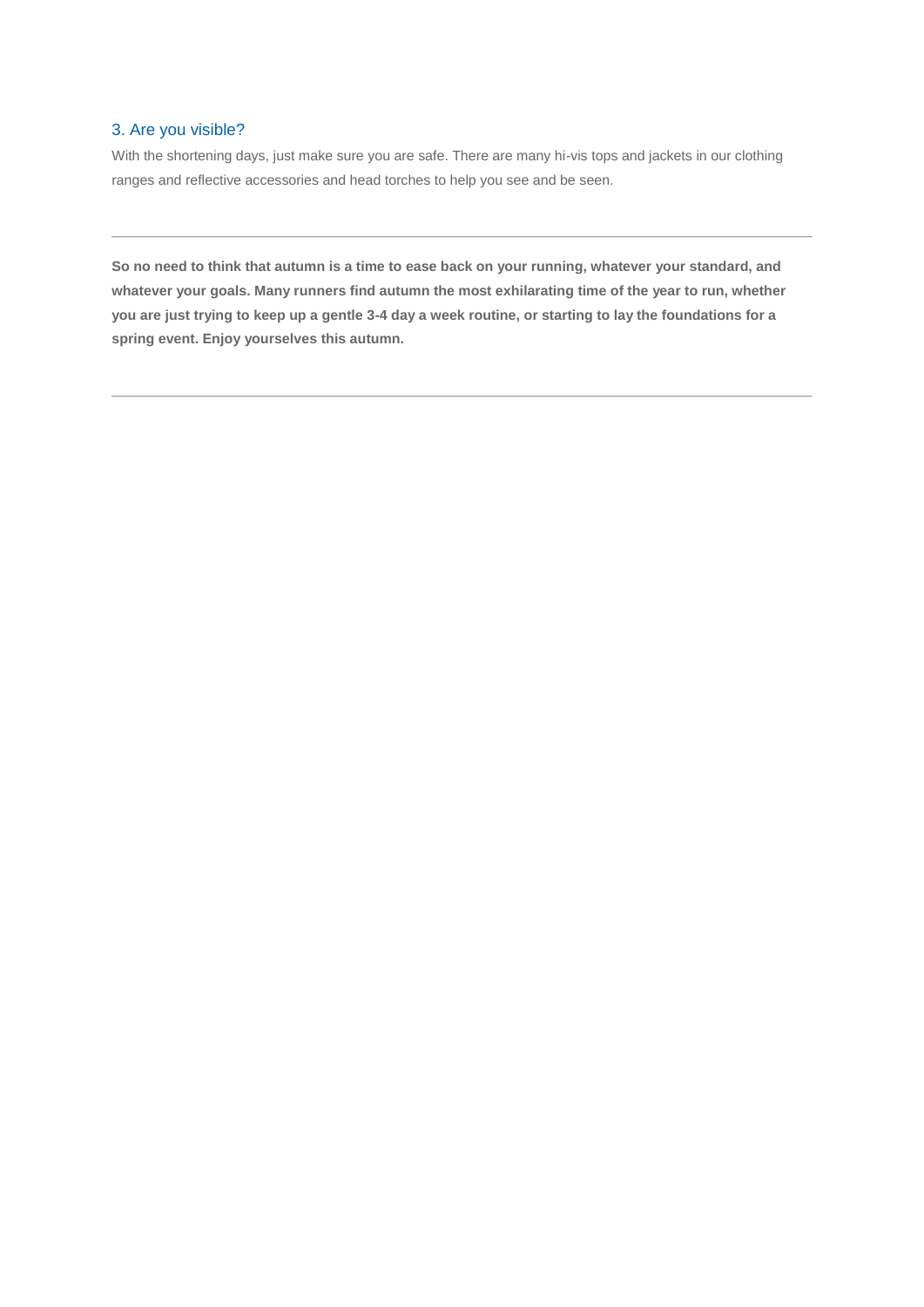### 3. Are you visible?

With the shortening days, just make sure you are safe. There are many hi-vis tops and jackets in our clothing ranges and reflective accessories and head torches to help you see and be seen.

---

**So no need to think that autumn is a time to ease back on your running, whatever your standard, and whatever your goals. Many runners find autumn the most exhilarating time of the year to run, whether you are just trying to keep up a gentle 3-4 day a week routine, or starting to lay the foundations for a spring event. Enjoy yourselves this autumn.**

---